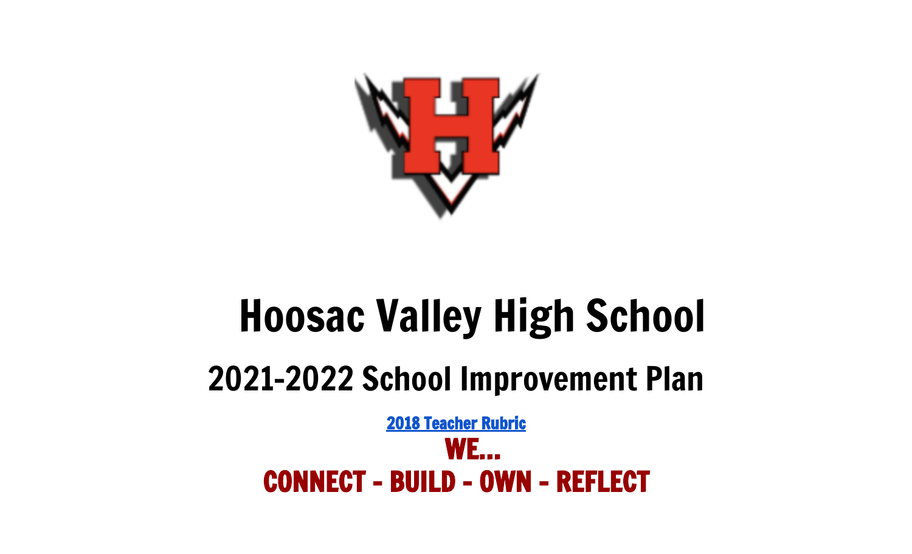# Hoosac Valley High School

## 2021-2022 School Improvement Plan

[2018 Teacher Rubric]

**WE...**

**CONNECT - BUILD - OWN - REFLECT**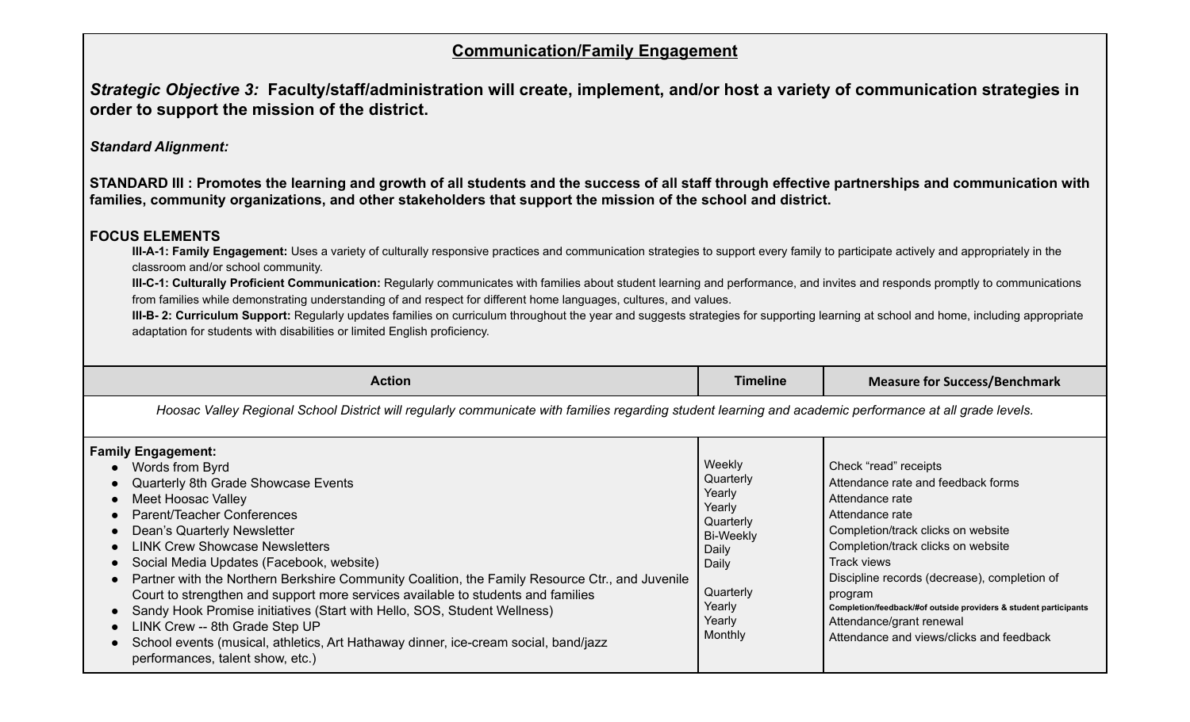## Communication/Family Engagement

***Strategic Objective 3:* Faculty/staff/administration will create, implement, and/or host a variety of communication strategies in order to support the mission of the district.**

***Standard Alignment:***

**STANDARD III : Promotes the learning and growth of all students and the success of all staff through effective partnerships and communication with families, community organizations, and other stakeholders that support the mission of the school and district.**

**FOCUS ELEMENTS**

**III-A-1: Family Engagement:** Uses a variety of culturally responsive practices and communication strategies to support every family to participate actively and appropriately in the classroom and/or school community.

**III-C-1: Culturally Proficient Communication:** Regularly communicates with families about student learning and performance, and invites and responds promptly to communications from families while demonstrating understanding of and respect for different home languages, cultures, and values.

**III-B- 2: Curriculum Support:** Regularly updates families on curriculum throughout the year and suggests strategies for supporting learning at school and home, including appropriate adaptation for students with disabilities or limited English proficiency.

| Action | Timeline | Measure for Success/Benchmark |
|---|---|---|
| *Hoosac Valley Regional School District will regularly communicate with families regarding student learning and academic performance at all grade levels.* | | |
| **Family Engagement:**<br>• Words from Byrd<br>• Quarterly 8th Grade Showcase Events<br>• Meet Hoosac Valley<br>• Parent/Teacher Conferences<br>• Dean's Quarterly Newsletter<br>• LINK Crew Showcase Newsletters<br>• Social Media Updates (Facebook, website)<br>• Partner with the Northern Berkshire Community Coalition, the Family Resource Ctr., and Juvenile Court to strengthen and support more services available to students and families<br>• Sandy Hook Promise initiatives (Start with Hello, SOS, Student Wellness)<br>• LINK Crew -- 8th Grade Step UP<br>• School events (musical, athletics, Art Hathaway dinner, ice-cream social, band/jazz performances, talent show, etc.) | Weekly<br>Quarterly<br>Yearly<br>Yearly<br>Quarterly<br>Bi-Weekly<br>Daily<br>Daily<br><br>Quarterly<br>Yearly<br>Yearly<br>Monthly | Check "read" receipts<br>Attendance rate and feedback forms<br>Attendance rate<br>Attendance rate<br>Completion/track clicks on website<br>Completion/track clicks on website<br>Track views<br>Discipline records (decrease), completion of program<br>Completion/feedback/#of outside providers & student participants<br>Attendance/grant renewal<br>Attendance and views/clicks and feedback |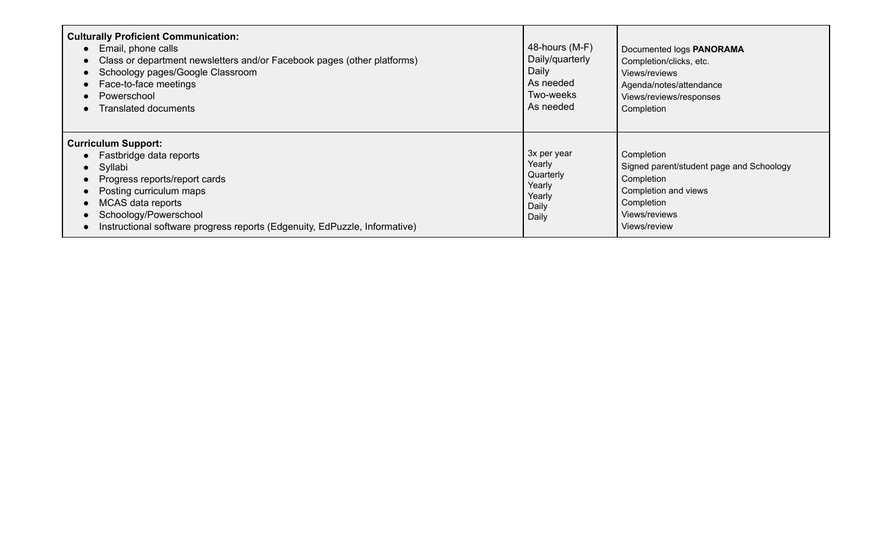| | | |
|---|---|---|
| **Culturally Proficient Communication:**<br>● Email, phone calls<br>● Class or department newsletters and/or Facebook pages (other platforms)<br>● Schoology pages/Google Classroom<br>● Face-to-face meetings<br>● Powerschool<br>● Translated documents | 48-hours (M-F)<br>Daily/quarterly<br>Daily<br>As needed<br>Two-weeks<br>As needed | Documented logs **PANORAMA**<br>Completion/clicks, etc.<br>Views/reviews<br>Agenda/notes/attendance<br>Views/reviews/responses<br>Completion |
| **Curriculum Support:**<br>● Fastbridge data reports<br>● Syllabi<br>● Progress reports/report cards<br>● Posting curriculum maps<br>● MCAS data reports<br>● Schoology/Powerschool<br>● Instructional software progress reports (Edgenuity, EdPuzzle, Informative) | 3x per year<br>Yearly<br>Quarterly<br>Yearly<br>Yearly<br>Daily<br>Daily | Completion<br>Signed parent/student page and Schoology<br>Completion<br>Completion and views<br>Completion<br>Views/reviews<br>Views/review |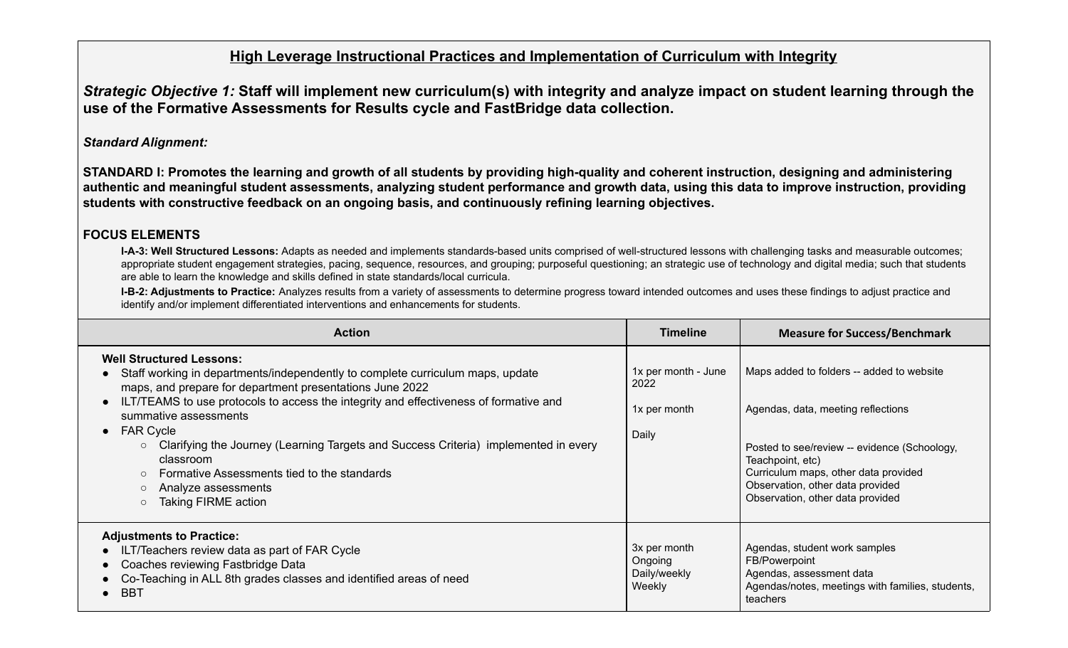## High Leverage Instructional Practices and Implementation of Curriculum with Integrity

***Strategic Objective 1:*** **Staff will implement new curriculum(s) with integrity and analyze impact on student learning through the use of the Formative Assessments for Results cycle and FastBridge data collection.**

***Standard Alignment:***

**STANDARD I: Promotes the learning and growth of all students by providing high-quality and coherent instruction, designing and administering authentic and meaningful student assessments, analyzing student performance and growth data, using this data to improve instruction, providing students with constructive feedback on an ongoing basis, and continuously refining learning objectives.**

**FOCUS ELEMENTS**

**I-A-3: Well Structured Lessons:** Adapts as needed and implements standards-based units comprised of well-structured lessons with challenging tasks and measurable outcomes; appropriate student engagement strategies, pacing, sequence, resources, and grouping; purposeful questioning; an strategic use of technology and digital media; such that students are able to learn the knowledge and skills defined in state standards/local curricula.

**I-B-2: Adjustments to Practice:** Analyzes results from a variety of assessments to determine progress toward intended outcomes and uses these findings to adjust practice and identify and/or implement differentiated interventions and enhancements for students.

| Action | Timeline | Measure for Success/Benchmark |
|---|---|---|
| **Well Structured Lessons:**<br>● Staff working in departments/independently to complete curriculum maps, update maps, and prepare for department presentations June 2022<br>● ILT/TEAMS to use protocols to access the integrity and effectiveness of formative and summative assessments<br>● FAR Cycle<br>&nbsp;&nbsp;○ Clarifying the Journey (Learning Targets and Success Criteria) implemented in every classroom<br>&nbsp;&nbsp;○ Formative Assessments tied to the standards<br>&nbsp;&nbsp;○ Analyze assessments<br>&nbsp;&nbsp;○ Taking FIRME action | 1x per month - June 2022<br><br>1x per month<br><br>Daily | Maps added to folders -- added to website<br><br>Agendas, data, meeting reflections<br><br>Posted to see/review -- evidence (Schoology, Teachpoint, etc)<br>Curriculum maps, other data provided<br>Observation, other data provided<br>Observation, other data provided |
| **Adjustments to Practice:**<br>● ILT/Teachers review data as part of FAR Cycle<br>● Coaches reviewing Fastbridge Data<br>● Co-Teaching in ALL 8th grades classes and identified areas of need<br>● BBT | 3x per month<br>Ongoing<br>Daily/weekly<br>Weekly | Agendas, student work samples<br>FB/Powerpoint<br>Agendas, assessment data<br>Agendas/notes, meetings with families, students, teachers |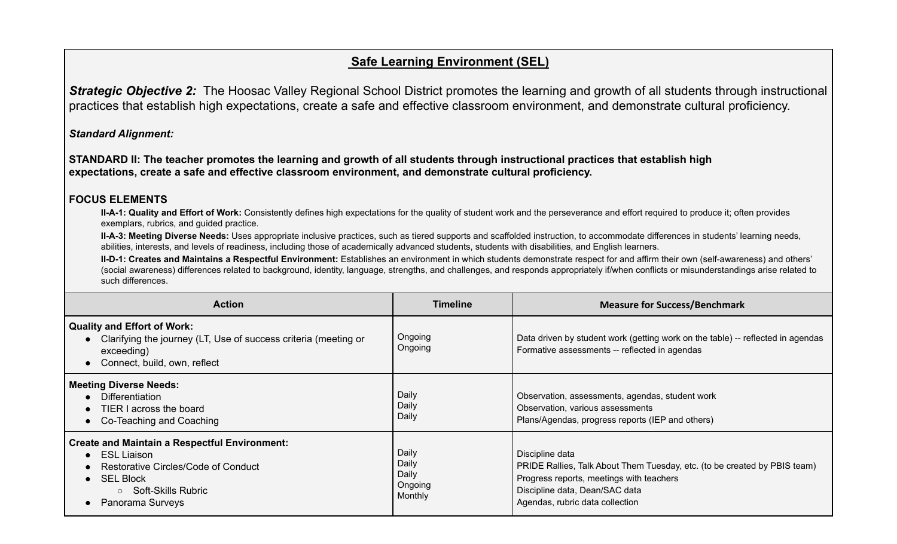## Safe Learning Environment (SEL)

***Strategic Objective 2:*** The Hoosac Valley Regional School District promotes the learning and growth of all students through instructional practices that establish high expectations, create a safe and effective classroom environment, and demonstrate cultural proficiency.

***Standard Alignment:***

**STANDARD II: The teacher promotes the learning and growth of all students through instructional practices that establish high expectations, create a safe and effective classroom environment, and demonstrate cultural proficiency.**

**FOCUS ELEMENTS**

**II-A-1: Quality and Effort of Work:** Consistently defines high expectations for the quality of student work and the perseverance and effort required to produce it; often provides exemplars, rubrics, and guided practice.

**II-A-3: Meeting Diverse Needs:** Uses appropriate inclusive practices, such as tiered supports and scaffolded instruction, to accommodate differences in students' learning needs, abilities, interests, and levels of readiness, including those of academically advanced students, students with disabilities, and English learners.

**II-D-1: Creates and Maintains a Respectful Environment:** Establishes an environment in which students demonstrate respect for and affirm their own (self-awareness) and others' (social awareness) differences related to background, identity, language, strengths, and challenges, and responds appropriately if/when conflicts or misunderstandings arise related to such differences.

| Action | Timeline | Measure for Success/Benchmark |
|---|---|---|
| **Quality and Effort of Work:**<br>• Clarifying the journey (LT, Use of success criteria (meeting or exceeding)<br>• Connect, build, own, reflect | Ongoing<br>Ongoing | Data driven by student work (getting work on the table) -- reflected in agendas<br>Formative assessments -- reflected in agendas |
| **Meeting Diverse Needs:**<br>• Differentiation<br>• TIER I across the board<br>• Co-Teaching and Coaching | Daily<br>Daily<br>Daily | Observation, assessments, agendas, student work<br>Observation, various assessments<br>Plans/Agendas, progress reports (IEP and others) |
| **Create and Maintain a Respectful Environment:**<br>• ESL Liaison<br>• Restorative Circles/Code of Conduct<br>• SEL Block<br>  ○ Soft-Skills Rubric<br>• Panorama Surveys | Daily<br>Daily<br>Daily<br>Ongoing<br>Monthly | Discipline data<br>PRIDE Rallies, Talk About Them Tuesday, etc. (to be created by PBIS team)<br>Progress reports, meetings with teachers<br>Discipline data, Dean/SAC data<br>Agendas, rubric data collection |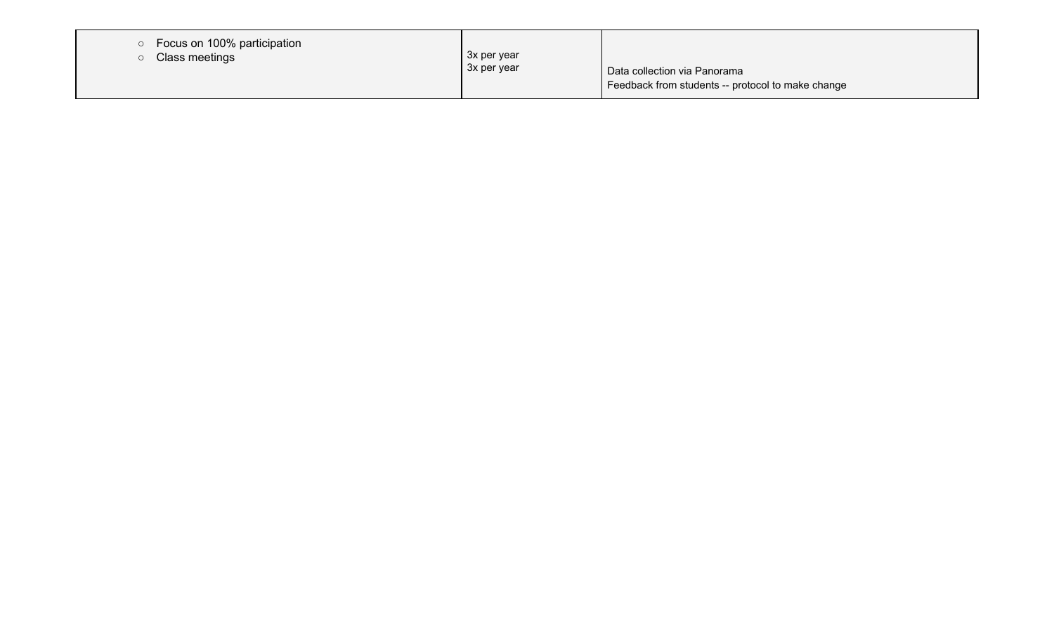| | | |
|---|---|---|
| ○ Focus on 100% participation<br>○ Class meetings | 3x per year<br>3x per year | Data collection via Panorama<br>Feedback from students -- protocol to make change |